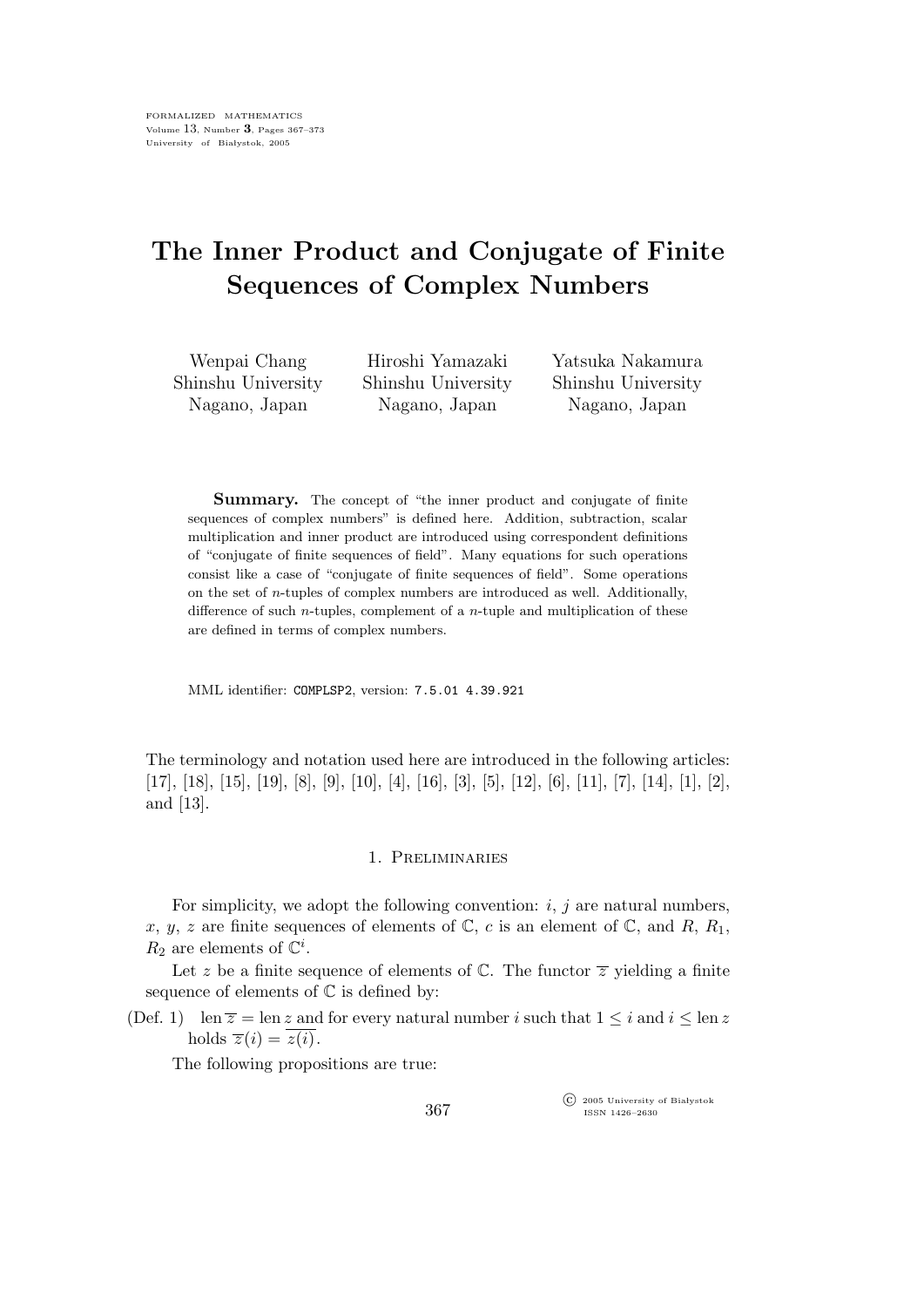# The Inner Product and Conjugate of Finite Sequences of Complex Numbers

Wenpai Chang
Shinshu University
Nagano, Japan

Hiroshi Yamazaki
Shinshu University
Nagano, Japan

Yatsuka Nakamura
Shinshu University
Nagano, Japan

**Summary.** The concept of "the inner product and conjugate of finite sequences of complex numbers" is defined here. Addition, subtraction, scalar multiplication and inner product are introduced using correspondent definitions of "conjugate of finite sequences of field". Many equations for such operations consist like a case of "conjugate of finite sequences of field". Some operations on the set of $n$-tuples of complex numbers are introduced as well. Additionally, difference of such $n$-tuples, complement of a $n$-tuple and multiplication of these are defined in terms of complex numbers.

MML identifier: `COMPLSP2`, version: `7.5.01 4.39.921`

The terminology and notation used here are introduced in the following articles: [17], [18], [15], [19], [8], [9], [10], [4], [16], [3], [5], [12], [6], [11], [7], [14], [1], [2], and [13].

## 1. Preliminaries

For simplicity, we adopt the following convention: $i$, $j$ are natural numbers, $x$, $y$, $z$ are finite sequences of elements of $\mathbb{C}$, $c$ is an element of $\mathbb{C}$, and $R$, $R_1$, $R_2$ are elements of $\mathbb{C}^i$.

Let $z$ be a finite sequence of elements of $\mathbb{C}$. The functor $\overline{z}$ yielding a finite sequence of elements of $\mathbb{C}$ is defined by:

(Def. 1) $\operatorname{len} \overline{z} = \operatorname{len} z$ and for every natural number $i$ such that $1 \leq i$ and $i \leq \operatorname{len} z$ holds $\overline{z}(i) = \overline{z(i)}$.

The following propositions are true: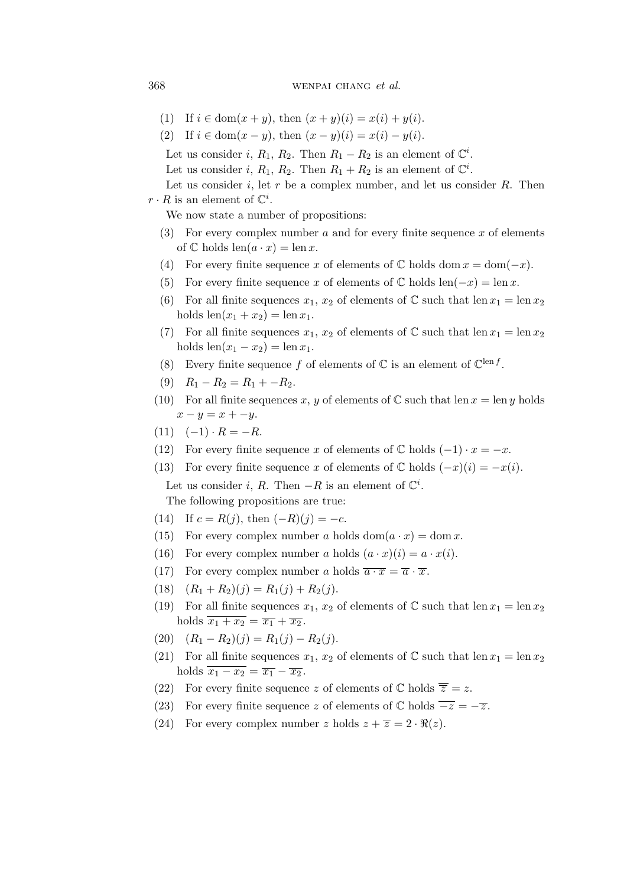(1) If $i \in \operatorname{dom}(x + y)$, then $(x + y)(i) = x(i) + y(i)$.

(2) If $i \in \operatorname{dom}(x - y)$, then $(x - y)(i) = x(i) - y(i)$.

Let us consider $i$, $R_1$, $R_2$. Then $R_1 - R_2$ is an element of $\mathbb{C}^i$.

Let us consider $i$, $R_1$, $R_2$. Then $R_1 + R_2$ is an element of $\mathbb{C}^i$.

Let us consider $i$, let $r$ be a complex number, and let us consider $R$. Then $r \cdot R$ is an element of $\mathbb{C}^i$.

We now state a number of propositions:

(3) For every complex number $a$ and for every finite sequence $x$ of elements of $\mathbb{C}$ holds $\operatorname{len}(a \cdot x) = \operatorname{len} x$.

(4) For every finite sequence $x$ of elements of $\mathbb{C}$ holds $\operatorname{dom} x = \operatorname{dom}(-x)$.

(5) For every finite sequence $x$ of elements of $\mathbb{C}$ holds $\operatorname{len}(-x) = \operatorname{len} x$.

(6) For all finite sequences $x_1$, $x_2$ of elements of $\mathbb{C}$ such that $\operatorname{len} x_1 = \operatorname{len} x_2$ holds $\operatorname{len}(x_1 + x_2) = \operatorname{len} x_1$.

(7) For all finite sequences $x_1$, $x_2$ of elements of $\mathbb{C}$ such that $\operatorname{len} x_1 = \operatorname{len} x_2$ holds $\operatorname{len}(x_1 - x_2) = \operatorname{len} x_1$.

(8) Every finite sequence $f$ of elements of $\mathbb{C}$ is an element of $\mathbb{C}^{\operatorname{len} f}$.

(9) $R_1 - R_2 = R_1 + -R_2$.

(10) For all finite sequences $x$, $y$ of elements of $\mathbb{C}$ such that $\operatorname{len} x = \operatorname{len} y$ holds $x - y = x + -y$.

(11) $(-1) \cdot R = -R$.

(12) For every finite sequence $x$ of elements of $\mathbb{C}$ holds $(-1) \cdot x = -x$.

(13) For every finite sequence $x$ of elements of $\mathbb{C}$ holds $(-x)(i) = -x(i)$.

Let us consider $i$, $R$. Then $-R$ is an element of $\mathbb{C}^i$.

The following propositions are true:

(14) If $c = R(j)$, then $(-R)(j) = -c$.

(15) For every complex number $a$ holds $\operatorname{dom}(a \cdot x) = \operatorname{dom} x$.

(16) For every complex number $a$ holds $(a \cdot x)(i) = a \cdot x(i)$.

(17) For every complex number $a$ holds $\overline{a \cdot x} = \overline{a} \cdot \overline{x}$.

(18) $(R_1 + R_2)(j) = R_1(j) + R_2(j)$.

(19) For all finite sequences $x_1$, $x_2$ of elements of $\mathbb{C}$ such that $\operatorname{len} x_1 = \operatorname{len} x_2$ holds $\overline{x_1 + x_2} = \overline{x_1} + \overline{x_2}$.

(20) $(R_1 - R_2)(j) = R_1(j) - R_2(j)$.

(21) For all finite sequences $x_1$, $x_2$ of elements of $\mathbb{C}$ such that $\operatorname{len} x_1 = \operatorname{len} x_2$ holds $\overline{x_1 - x_2} = \overline{x_1} - \overline{x_2}$.

(22) For every finite sequence $z$ of elements of $\mathbb{C}$ holds $\overline{\overline{z}} = z$.

(23) For every finite sequence $z$ of elements of $\mathbb{C}$ holds $\overline{-z} = -\overline{z}$.

(24) For every complex number $z$ holds $z + \overline{z} = 2 \cdot \Re(z)$.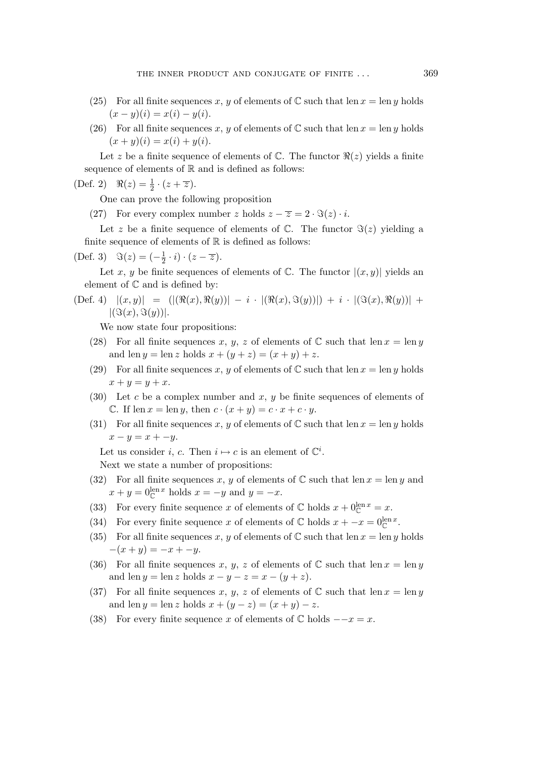(25) For all finite sequences $x$, $y$ of elements of $\mathbb{C}$ such that $\operatorname{len} x = \operatorname{len} y$ holds $(x - y)(i) = x(i) - y(i)$.

(26) For all finite sequences $x$, $y$ of elements of $\mathbb{C}$ such that $\operatorname{len} x = \operatorname{len} y$ holds $(x + y)(i) = x(i) + y(i)$.

Let $z$ be a finite sequence of elements of $\mathbb{C}$. The functor $\Re(z)$ yields a finite sequence of elements of $\mathbb{R}$ and is defined as follows:

(Def. 2) $\Re(z) = \frac{1}{2} \cdot (z + \overline{z})$.

One can prove the following proposition

(27) For every complex number $z$ holds $z - \overline{z} = 2 \cdot \Im(z) \cdot i$.

Let $z$ be a finite sequence of elements of $\mathbb{C}$. The functor $\Im(z)$ yielding a finite sequence of elements of $\mathbb{R}$ is defined as follows:

(Def. 3) $\Im(z) = (-\frac{1}{2} \cdot i) \cdot (z - \overline{z})$.

Let $x$, $y$ be finite sequences of elements of $\mathbb{C}$. The functor $|(x, y)|$ yields an element of $\mathbb{C}$ and is defined by:

(Def. 4) $|(x, y)| = (|(\Re(x), \Re(y))| - i \cdot |(\Re(x), \Im(y))|) + i \cdot |(\Im(x), \Re(y))| + |(\Im(x), \Im(y))|$.

We now state four propositions:

(28) For all finite sequences $x$, $y$, $z$ of elements of $\mathbb{C}$ such that $\operatorname{len} x = \operatorname{len} y$ and $\operatorname{len} y = \operatorname{len} z$ holds $x + (y + z) = (x + y) + z$.

(29) For all finite sequences $x$, $y$ of elements of $\mathbb{C}$ such that $\operatorname{len} x = \operatorname{len} y$ holds $x + y = y + x$.

(30) Let $c$ be a complex number and $x$, $y$ be finite sequences of elements of $\mathbb{C}$. If $\operatorname{len} x = \operatorname{len} y$, then $c \cdot (x + y) = c \cdot x + c \cdot y$.

(31) For all finite sequences $x$, $y$ of elements of $\mathbb{C}$ such that $\operatorname{len} x = \operatorname{len} y$ holds $x - y = x + -y$.

Let us consider $i$, $c$. Then $i \mapsto c$ is an element of $\mathbb{C}^i$.

Next we state a number of propositions:

(32) For all finite sequences $x$, $y$ of elements of $\mathbb{C}$ such that $\operatorname{len} x = \operatorname{len} y$ and $x + y = 0_{\mathbb{C}}^{\operatorname{len} x}$ holds $x = -y$ and $y = -x$.

(33) For every finite sequence $x$ of elements of $\mathbb{C}$ holds $x + 0_{\mathbb{C}}^{\operatorname{len} x} = x$.

(34) For every finite sequence $x$ of elements of $\mathbb{C}$ holds $x + -x = 0_{\mathbb{C}}^{\operatorname{len} x}$.

(35) For all finite sequences $x$, $y$ of elements of $\mathbb{C}$ such that $\operatorname{len} x = \operatorname{len} y$ holds $-(x + y) = -x + -y$.

(36) For all finite sequences $x$, $y$, $z$ of elements of $\mathbb{C}$ such that $\operatorname{len} x = \operatorname{len} y$ and $\operatorname{len} y = \operatorname{len} z$ holds $x - y - z = x - (y + z)$.

(37) For all finite sequences $x$, $y$, $z$ of elements of $\mathbb{C}$ such that $\operatorname{len} x = \operatorname{len} y$ and $\operatorname{len} y = \operatorname{len} z$ holds $x + (y - z) = (x + y) - z$.

(38) For every finite sequence $x$ of elements of $\mathbb{C}$ holds $--x = x$.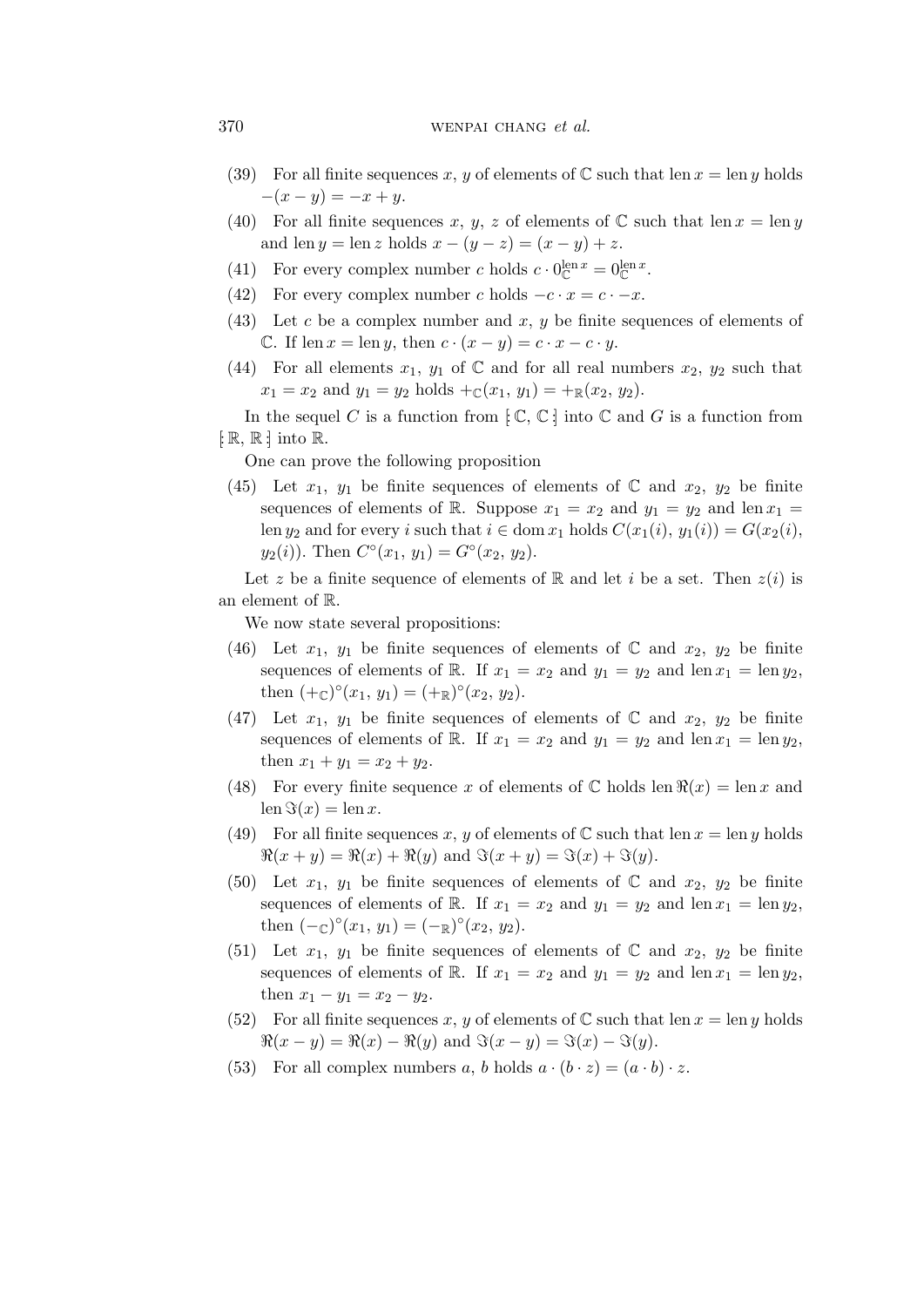(39) For all finite sequences $x$, $y$ of elements of $\mathbb{C}$ such that $\operatorname{len} x = \operatorname{len} y$ holds $-(x - y) = -x + y$.

(40) For all finite sequences $x$, $y$, $z$ of elements of $\mathbb{C}$ such that $\operatorname{len} x = \operatorname{len} y$ and $\operatorname{len} y = \operatorname{len} z$ holds $x - (y - z) = (x - y) + z$.

(41) For every complex number $c$ holds $c \cdot 0_{\mathbb{C}}^{\operatorname{len} x} = 0_{\mathbb{C}}^{\operatorname{len} x}$.

(42) For every complex number $c$ holds $-c \cdot x = c \cdot -x$.

(43) Let $c$ be a complex number and $x$, $y$ be finite sequences of elements of $\mathbb{C}$. If $\operatorname{len} x = \operatorname{len} y$, then $c \cdot (x - y) = c \cdot x - c \cdot y$.

(44) For all elements $x_1$, $y_1$ of $\mathbb{C}$ and for all real numbers $x_2$, $y_2$ such that $x_1 = x_2$ and $y_1 = y_2$ holds $+_{\mathbb{C}}(x_1, y_1) = +_{\mathbb{R}}(x_2, y_2)$.

In the sequel $C$ is a function from $[\!:\mathbb{C}, \mathbb{C}:\!]$ into $\mathbb{C}$ and $G$ is a function from $[\!:\mathbb{R}, \mathbb{R}:\!]$ into $\mathbb{R}$.

One can prove the following proposition

(45) Let $x_1$, $y_1$ be finite sequences of elements of $\mathbb{C}$ and $x_2$, $y_2$ be finite sequences of elements of $\mathbb{R}$. Suppose $x_1 = x_2$ and $y_1 = y_2$ and $\operatorname{len} x_1 = \operatorname{len} y_2$ and for every $i$ such that $i \in \operatorname{dom} x_1$ holds $C(x_1(i), y_1(i)) = G(x_2(i), y_2(i))$. Then $C^{\circ}(x_1, y_1) = G^{\circ}(x_2, y_2)$.

Let $z$ be a finite sequence of elements of $\mathbb{R}$ and let $i$ be a set. Then $z(i)$ is an element of $\mathbb{R}$.

We now state several propositions:

(46) Let $x_1$, $y_1$ be finite sequences of elements of $\mathbb{C}$ and $x_2$, $y_2$ be finite sequences of elements of $\mathbb{R}$. If $x_1 = x_2$ and $y_1 = y_2$ and $\operatorname{len} x_1 = \operatorname{len} y_2$, then $(+_{\mathbb{C}})^{\circ}(x_1, y_1) = (+_{\mathbb{R}})^{\circ}(x_2, y_2)$.

(47) Let $x_1$, $y_1$ be finite sequences of elements of $\mathbb{C}$ and $x_2$, $y_2$ be finite sequences of elements of $\mathbb{R}$. If $x_1 = x_2$ and $y_1 = y_2$ and $\operatorname{len} x_1 = \operatorname{len} y_2$, then $x_1 + y_1 = x_2 + y_2$.

(48) For every finite sequence $x$ of elements of $\mathbb{C}$ holds $\operatorname{len} \Re(x) = \operatorname{len} x$ and $\operatorname{len} \Im(x) = \operatorname{len} x$.

(49) For all finite sequences $x$, $y$ of elements of $\mathbb{C}$ such that $\operatorname{len} x = \operatorname{len} y$ holds $\Re(x + y) = \Re(x) + \Re(y)$ and $\Im(x + y) = \Im(x) + \Im(y)$.

(50) Let $x_1$, $y_1$ be finite sequences of elements of $\mathbb{C}$ and $x_2$, $y_2$ be finite sequences of elements of $\mathbb{R}$. If $x_1 = x_2$ and $y_1 = y_2$ and $\operatorname{len} x_1 = \operatorname{len} y_2$, then $(-_{\mathbb{C}})^{\circ}(x_1, y_1) = (-_{\mathbb{R}})^{\circ}(x_2, y_2)$.

(51) Let $x_1$, $y_1$ be finite sequences of elements of $\mathbb{C}$ and $x_2$, $y_2$ be finite sequences of elements of $\mathbb{R}$. If $x_1 = x_2$ and $y_1 = y_2$ and $\operatorname{len} x_1 = \operatorname{len} y_2$, then $x_1 - y_1 = x_2 - y_2$.

(52) For all finite sequences $x$, $y$ of elements of $\mathbb{C}$ such that $\operatorname{len} x = \operatorname{len} y$ holds $\Re(x - y) = \Re(x) - \Re(y)$ and $\Im(x - y) = \Im(x) - \Im(y)$.

(53) For all complex numbers $a$, $b$ holds $a \cdot (b \cdot z) = (a \cdot b) \cdot z$.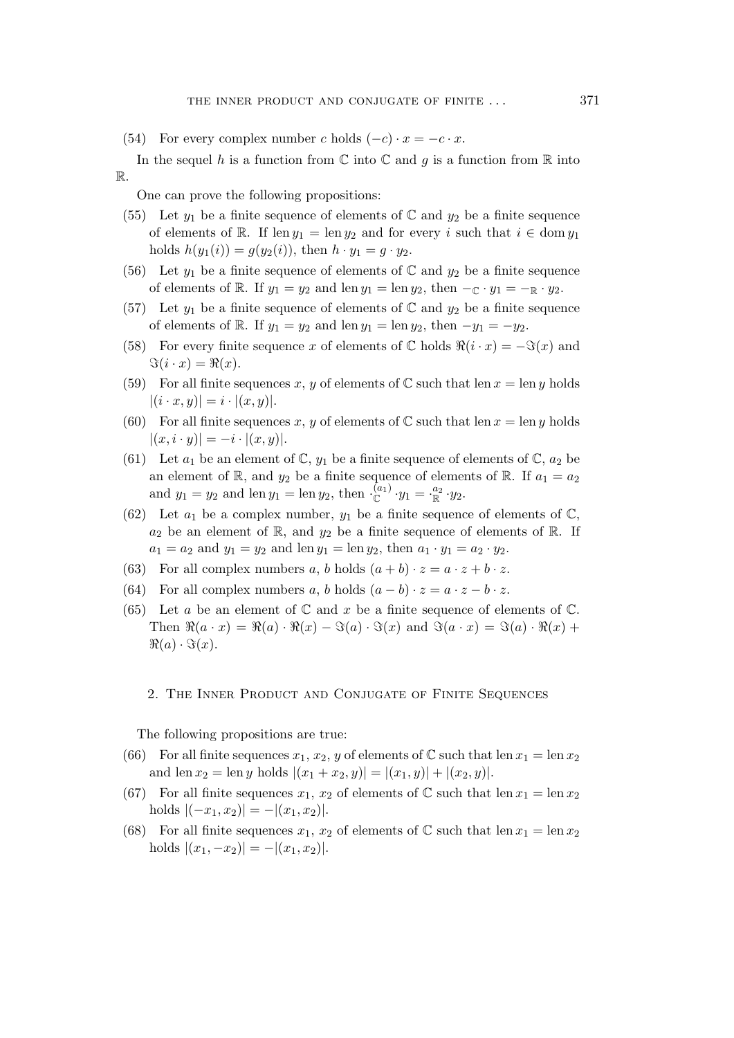(54) For every complex number $c$ holds $(-c) \cdot x = -c \cdot x$.

In the sequel $h$ is a function from $\mathbb{C}$ into $\mathbb{C}$ and $g$ is a function from $\mathbb{R}$ into $\mathbb{R}$.

One can prove the following propositions:

(55) Let $y_1$ be a finite sequence of elements of $\mathbb{C}$ and $y_2$ be a finite sequence of elements of $\mathbb{R}$. If $\operatorname{len} y_1 = \operatorname{len} y_2$ and for every $i$ such that $i \in \operatorname{dom} y_1$ holds $h(y_1(i)) = g(y_2(i))$, then $h \cdot y_1 = g \cdot y_2$.

(56) Let $y_1$ be a finite sequence of elements of $\mathbb{C}$ and $y_2$ be a finite sequence of elements of $\mathbb{R}$. If $y_1 = y_2$ and $\operatorname{len} y_1 = \operatorname{len} y_2$, then $-_{\mathbb{C}} \cdot y_1 = -_{\mathbb{R}} \cdot y_2$.

(57) Let $y_1$ be a finite sequence of elements of $\mathbb{C}$ and $y_2$ be a finite sequence of elements of $\mathbb{R}$. If $y_1 = y_2$ and $\operatorname{len} y_1 = \operatorname{len} y_2$, then $-y_1 = -y_2$.

(58) For every finite sequence $x$ of elements of $\mathbb{C}$ holds $\Re(i \cdot x) = -\Im(x)$ and $\Im(i \cdot x) = \Re(x)$.

(59) For all finite sequences $x$, $y$ of elements of $\mathbb{C}$ such that $\operatorname{len} x = \operatorname{len} y$ holds $|(i \cdot x, y)| = i \cdot |(x, y)|$.

(60) For all finite sequences $x$, $y$ of elements of $\mathbb{C}$ such that $\operatorname{len} x = \operatorname{len} y$ holds $|(x, i \cdot y)| = -i \cdot |(x, y)|$.

(61) Let $a_1$ be an element of $\mathbb{C}$, $y_1$ be a finite sequence of elements of $\mathbb{C}$, $a_2$ be an element of $\mathbb{R}$, and $y_2$ be a finite sequence of elements of $\mathbb{R}$. If $a_1 = a_2$ and $y_1 = y_2$ and $\operatorname{len} y_1 = \operatorname{len} y_2$, then $\cdot_{\mathbb{C}}^{(a_1)} \cdot y_1 = \cdot_{\mathbb{R}}^{a_2} \cdot y_2$.

(62) Let $a_1$ be a complex number, $y_1$ be a finite sequence of elements of $\mathbb{C}$, $a_2$ be an element of $\mathbb{R}$, and $y_2$ be a finite sequence of elements of $\mathbb{R}$. If $a_1 = a_2$ and $y_1 = y_2$ and $\operatorname{len} y_1 = \operatorname{len} y_2$, then $a_1 \cdot y_1 = a_2 \cdot y_2$.

(63) For all complex numbers $a$, $b$ holds $(a + b) \cdot z = a \cdot z + b \cdot z$.

(64) For all complex numbers $a$, $b$ holds $(a - b) \cdot z = a \cdot z - b \cdot z$.

(65) Let $a$ be an element of $\mathbb{C}$ and $x$ be a finite sequence of elements of $\mathbb{C}$. Then $\Re(a \cdot x) = \Re(a) \cdot \Re(x) - \Im(a) \cdot \Im(x)$ and $\Im(a \cdot x) = \Im(a) \cdot \Re(x) + \Re(a) \cdot \Im(x)$.

## 2. The Inner Product and Conjugate of Finite Sequences

The following propositions are true:

(66) For all finite sequences $x_1$, $x_2$, $y$ of elements of $\mathbb{C}$ such that $\operatorname{len} x_1 = \operatorname{len} x_2$ and $\operatorname{len} x_2 = \operatorname{len} y$ holds $|(x_1 + x_2, y)| = |(x_1, y)| + |(x_2, y)|$.

(67) For all finite sequences $x_1$, $x_2$ of elements of $\mathbb{C}$ such that $\operatorname{len} x_1 = \operatorname{len} x_2$ holds $|(-x_1, x_2)| = -|(x_1, x_2)|$.

(68) For all finite sequences $x_1$, $x_2$ of elements of $\mathbb{C}$ such that $\operatorname{len} x_1 = \operatorname{len} x_2$ holds $|(x_1, -x_2)| = -|(x_1, x_2)|$.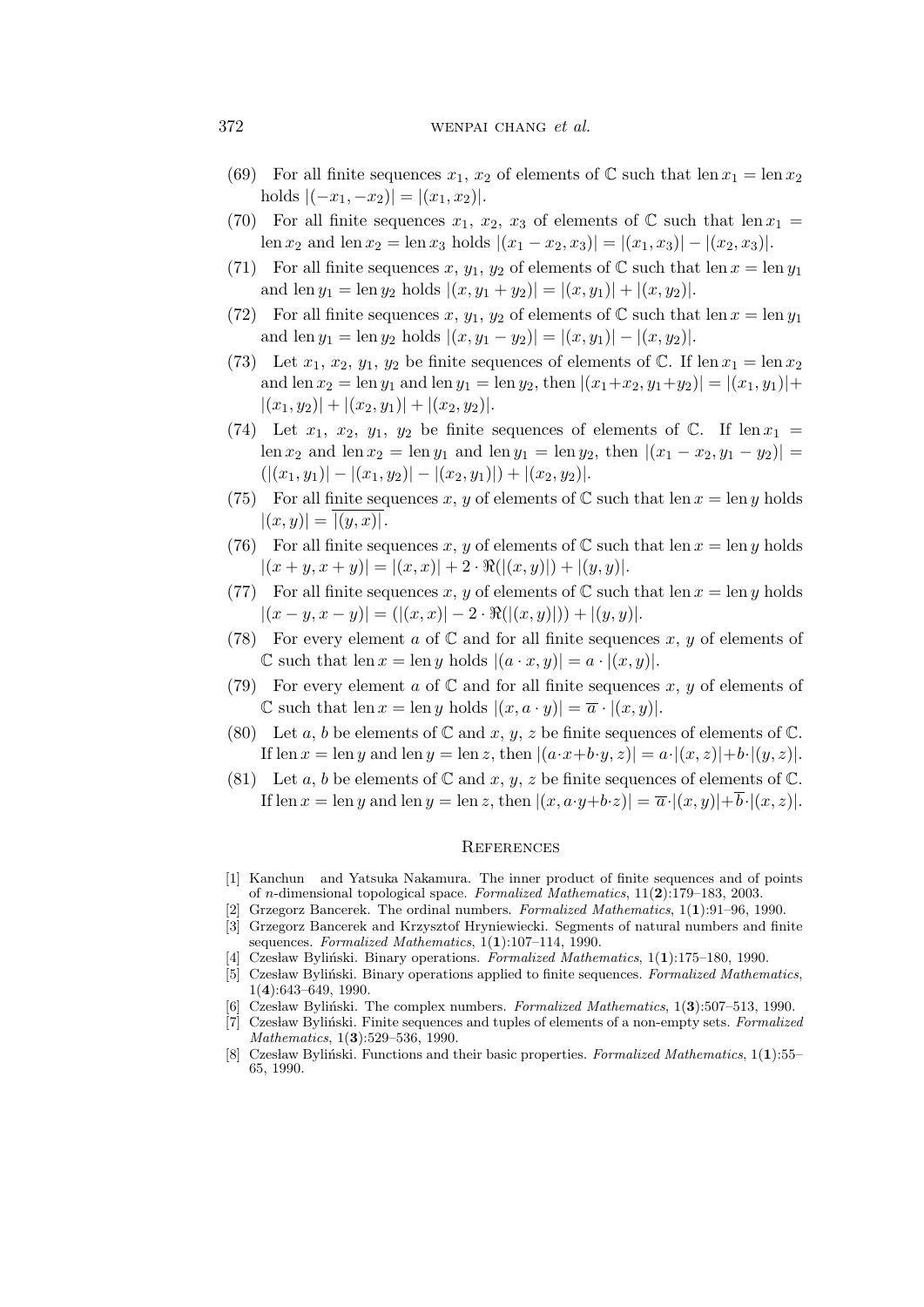(69) For all finite sequences $x_1$, $x_2$ of elements of $\mathbb{C}$ such that $\operatorname{len} x_1 = \operatorname{len} x_2$ holds $|(-x_1, -x_2)| = |(x_1, x_2)|$.

(70) For all finite sequences $x_1$, $x_2$, $x_3$ of elements of $\mathbb{C}$ such that $\operatorname{len} x_1 = \operatorname{len} x_2$ and $\operatorname{len} x_2 = \operatorname{len} x_3$ holds $|(x_1 - x_2, x_3)| = |(x_1, x_3)| - |(x_2, x_3)|$.

(71) For all finite sequences $x$, $y_1$, $y_2$ of elements of $\mathbb{C}$ such that $\operatorname{len} x = \operatorname{len} y_1$ and $\operatorname{len} y_1 = \operatorname{len} y_2$ holds $|(x, y_1 + y_2)| = |(x, y_1)| + |(x, y_2)|$.

(72) For all finite sequences $x$, $y_1$, $y_2$ of elements of $\mathbb{C}$ such that $\operatorname{len} x = \operatorname{len} y_1$ and $\operatorname{len} y_1 = \operatorname{len} y_2$ holds $|(x, y_1 - y_2)| = |(x, y_1)| - |(x, y_2)|$.

(73) Let $x_1$, $x_2$, $y_1$, $y_2$ be finite sequences of elements of $\mathbb{C}$. If $\operatorname{len} x_1 = \operatorname{len} x_2$ and $\operatorname{len} x_2 = \operatorname{len} y_1$ and $\operatorname{len} y_1 = \operatorname{len} y_2$, then $|(x_1+x_2, y_1+y_2)| = |(x_1, y_1)| + |(x_1, y_2)| + |(x_2, y_1)| + |(x_2, y_2)|$.

(74) Let $x_1$, $x_2$, $y_1$, $y_2$ be finite sequences of elements of $\mathbb{C}$. If $\operatorname{len} x_1 = \operatorname{len} x_2$ and $\operatorname{len} x_2 = \operatorname{len} y_1$ and $\operatorname{len} y_1 = \operatorname{len} y_2$, then $|(x_1 - x_2, y_1 - y_2)| = (|(x_1, y_1)| - |(x_1, y_2)| - |(x_2, y_1)|) + |(x_2, y_2)|$.

(75) For all finite sequences $x$, $y$ of elements of $\mathbb{C}$ such that $\operatorname{len} x = \operatorname{len} y$ holds $|(x, y)| = \overline{|(y, x)|}$.

(76) For all finite sequences $x$, $y$ of elements of $\mathbb{C}$ such that $\operatorname{len} x = \operatorname{len} y$ holds $|(x + y, x + y)| = |(x, x)| + 2 \cdot \Re(|(x, y)|) + |(y, y)|$.

(77) For all finite sequences $x$, $y$ of elements of $\mathbb{C}$ such that $\operatorname{len} x = \operatorname{len} y$ holds $|(x - y, x - y)| = (|(x, x)| - 2 \cdot \Re(|(x, y)|)) + |(y, y)|$.

(78) For every element $a$ of $\mathbb{C}$ and for all finite sequences $x$, $y$ of elements of $\mathbb{C}$ such that $\operatorname{len} x = \operatorname{len} y$ holds $|(a \cdot x, y)| = a \cdot |(x, y)|$.

(79) For every element $a$ of $\mathbb{C}$ and for all finite sequences $x$, $y$ of elements of $\mathbb{C}$ such that $\operatorname{len} x = \operatorname{len} y$ holds $|(x, a \cdot y)| = \overline{a} \cdot |(x, y)|$.

(80) Let $a$, $b$ be elements of $\mathbb{C}$ and $x$, $y$, $z$ be finite sequences of elements of $\mathbb{C}$. If $\operatorname{len} x = \operatorname{len} y$ and $\operatorname{len} y = \operatorname{len} z$, then $|(a \cdot x + b \cdot y, z)| = a \cdot |(x, z)| + b \cdot |(y, z)|$.

(81) Let $a$, $b$ be elements of $\mathbb{C}$ and $x$, $y$, $z$ be finite sequences of elements of $\mathbb{C}$. If $\operatorname{len} x = \operatorname{len} y$ and $\operatorname{len} y = \operatorname{len} z$, then $|(x, a \cdot y + b \cdot z)| = \overline{a} \cdot |(x, y)| + \overline{b} \cdot |(x, z)|$.

## References

[1] Kanchun and Yatsuka Nakamura. The inner product of finite sequences and of points of $n$-dimensional topological space. *Formalized Mathematics*, 11(**2**):179–183, 2003.

[2] Grzegorz Bancerek. The ordinal numbers. *Formalized Mathematics*, 1(**1**):91–96, 1990.

[3] Grzegorz Bancerek and Krzysztof Hryniewiecki. Segments of natural numbers and finite sequences. *Formalized Mathematics*, 1(**1**):107–114, 1990.

[4] Czesław Byliński. Binary operations. *Formalized Mathematics*, 1(**1**):175–180, 1990.

[5] Czesław Byliński. Binary operations applied to finite sequences. *Formalized Mathematics*, 1(**4**):643–649, 1990.

[6] Czesław Byliński. The complex numbers. *Formalized Mathematics*, 1(**3**):507–513, 1990.

[7] Czesław Byliński. Finite sequences and tuples of elements of a non-empty sets. *Formalized Mathematics*, 1(**3**):529–536, 1990.

[8] Czesław Byliński. Functions and their basic properties. *Formalized Mathematics*, 1(**1**):55–65, 1990.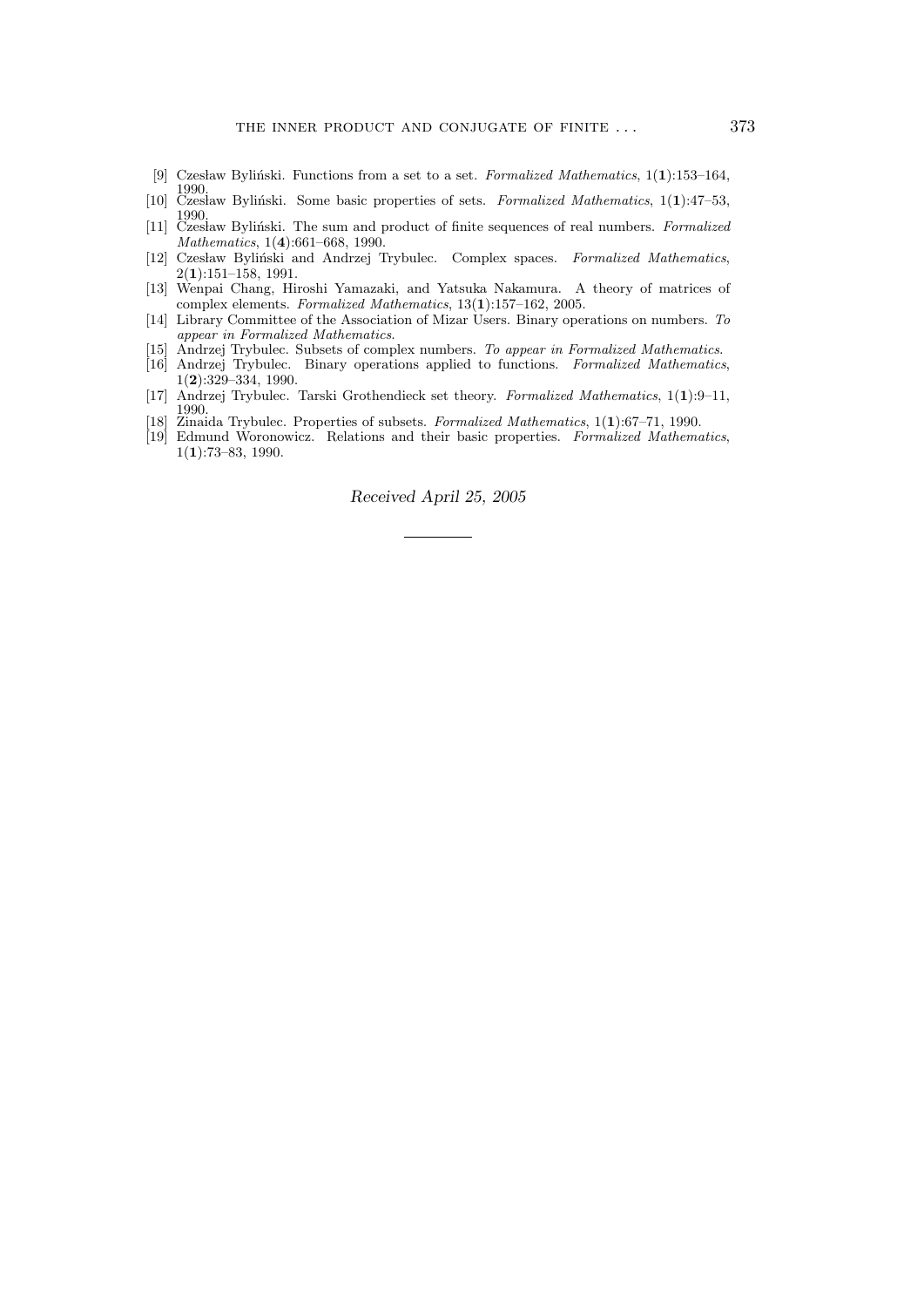- [9] Czesław Byliński. Functions from a set to a set. *Formalized Mathematics*, 1(**1**):153–164, 1990.
- [10] Czesław Byliński. Some basic properties of sets. *Formalized Mathematics*, 1(**1**):47–53, 1990.
- [11] Czesław Byliński. The sum and product of finite sequences of real numbers. *Formalized Mathematics*, 1(**4**):661–668, 1990.
- [12] Czesław Byliński and Andrzej Trybulec. Complex spaces. *Formalized Mathematics*, 2(**1**):151–158, 1991.
- [13] Wenpai Chang, Hiroshi Yamazaki, and Yatsuka Nakamura. A theory of matrices of complex elements. *Formalized Mathematics*, 13(**1**):157–162, 2005.
- [14] Library Committee of the Association of Mizar Users. Binary operations on numbers. *To appear in Formalized Mathematics*.
- [15] Andrzej Trybulec. Subsets of complex numbers. *To appear in Formalized Mathematics*.
- [16] Andrzej Trybulec. Binary operations applied to functions. *Formalized Mathematics*, 1(**2**):329–334, 1990.
- [17] Andrzej Trybulec. Tarski Grothendieck set theory. *Formalized Mathematics*, 1(**1**):9–11, 1990.
- [18] Zinaida Trybulec. Properties of subsets. *Formalized Mathematics*, 1(**1**):67–71, 1990.
- [19] Edmund Woronowicz. Relations and their basic properties. *Formalized Mathematics*, 1(**1**):73–83, 1990.

*Received April 25, 2005*